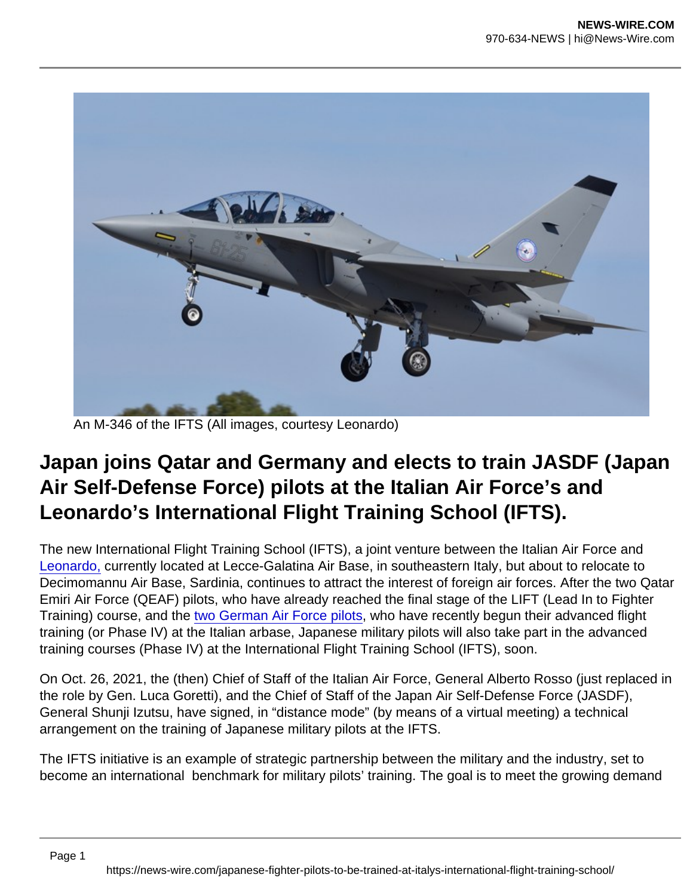An M-346 of the IFTS (All images, courtesy Leonardo)

# Japan joins Qatar and Germany and elects to train JASDF (Japan Air Self-Defense Force) pilots at the Italian Air Force's and Leonardo's International Flight Training School (IFTS).

The new International Flight Training School (IFTS), a joint venture between the Italian Air Force and Leonardo, currently located at Lecce-Galatina Air Base, in southeastern Italy, but about to relocate to Decimomannu Air Base, Sardinia, continues to attract the interest of foreign air forces. After the two Qatar Emiri Air Force (QEAF) pilots, who have already reached the final stage of the LIFT (Lead In to Fighter Training) course, and the two German Air Force pilots, who have recently begun their advanced flight training (or Phase IV) at the Italian arbase, Japanese military pilots will also take part in the advanced training courses (Phase IV) at the International Flight Training School (IFTS), soon.

On Oct. 26, 2021, the (then) Chief of Staff of the Italian Air Force, General Alberto Rosso (just replaced in the role by Gen. Luca Goretti), and the Chief of Staff of the Japan Air Self-Defense Force (JASDF), General Shunji Izutsu, have signed, in "distance mode" (by means of a virtual meeting) a technical arrangement on the training of Japanese military pilots at the IFTS.

The IFTS initiative is an example of strategic partnership between the military and the industry, set to become an international benchmark for military pilots' training. The goal is to meet the growing demand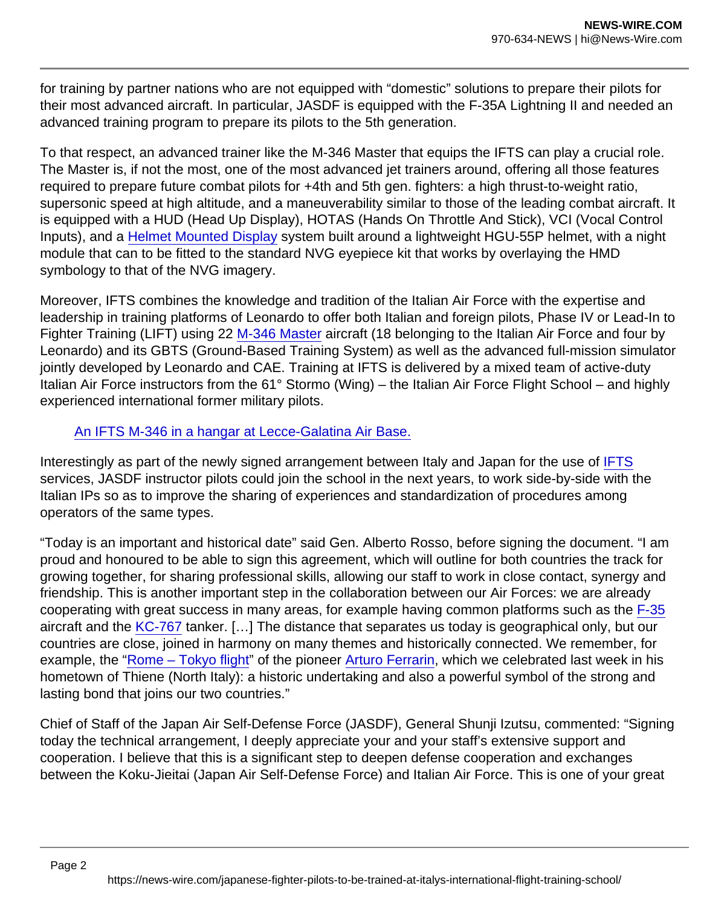for training by partner nations who are not equipped with "domestic" solutions to prepare their pilots for their most advanced aircraft. In particular, JASDF is equipped with the F-35A Lightning II and needed an advanced training program to prepare its pilots to the 5th generation.

To that respect, an advanced trainer like the M-346 Master that equips the IFTS can play a crucial role. The Master is, if not the most, one of the most advanced jet trainers around, offering all those features required to prepare future combat pilots for +4th and 5th gen. fighters: a high thrust-to-weight ratio, supersonic speed at high altitude, and a maneuverability similar to those of the leading combat aircraft. It is equipped with a HUD (Head Up Display), HOTAS (Hands On Throttle And Stick), VCI (Vocal Control Inputs), and a Helmet Mounted Display system built around a lightweight HGU-55P helmet, with a night module that can to be fitted to the standard NVG eyepiece kit that works by overlaying the HMD symbology to that of the NVG imagery.

Moreover, IFTS combines the knowledge and tradition of the Italian Air Force with the expertise and leadership in training platforms of Leonardo to offer both Italian and foreign pilots, Phase IV or Lead-In to Fighter Training (LIFT) using 22 M-346 Master aircraft (18 belonging to the Italian Air Force and four by Leonardo) and its GBTS (Ground-Based Training System) as well as the advanced full-mission simulator jointly developed by Leonardo and CAE. Training at IFTS is delivered by a mixed team of active-duty Italian Air Force instructors from the 61° Stormo (Wing) – the Italian Air Force Flight School – and highly experienced international former military pilots.

An IFTS M-346 in a hangar at Lecce-Galatina Air Base.

Interestingly as part of the newly signed arrangement between Italy and Japan for the use of IFTS services, JASDF instructor pilots could join the school in the next years, to work side-by-side with the Italian IPs so as to improve the sharing of experiences and standardization of procedures among operators of the same types.

"Today is an important and historical date" said Gen. Alberto Rosso, before signing the document. "I am proud and honoured to be able to sign this agreement, which will outline for both countries the track for growing together, for sharing professional skills, allowing our staff to work in close contact, synergy and friendship. This is another important step in the collaboration between our Air Forces: we are already cooperating with great success in many areas, for example having common platforms such as the F-35 aircraft and the KC-767 tanker. […] The distance that separates us today is geographical only, but our countries are close, joined in harmony on many themes and historically connected. We remember, for example, the "Rome – Tokyo flight" of the pioneer Arturo Ferrarin, which we celebrated last week in his hometown of Thiene (North Italy): a historic undertaking and also a powerful symbol of the strong and lasting bond that joins our two countries."

Chief of Staff of the Japan Air Self-Defense Force (JASDF), General Shunji Izutsu, commented: "Signing today the technical arrangement, I deeply appreciate your and your staff's extensive support and cooperation. I believe that this is a significant step to deepen defense cooperation and exchanges between the Koku-Jieitai (Japan Air Self-Defense Force) and Italian Air Force. This is one of your great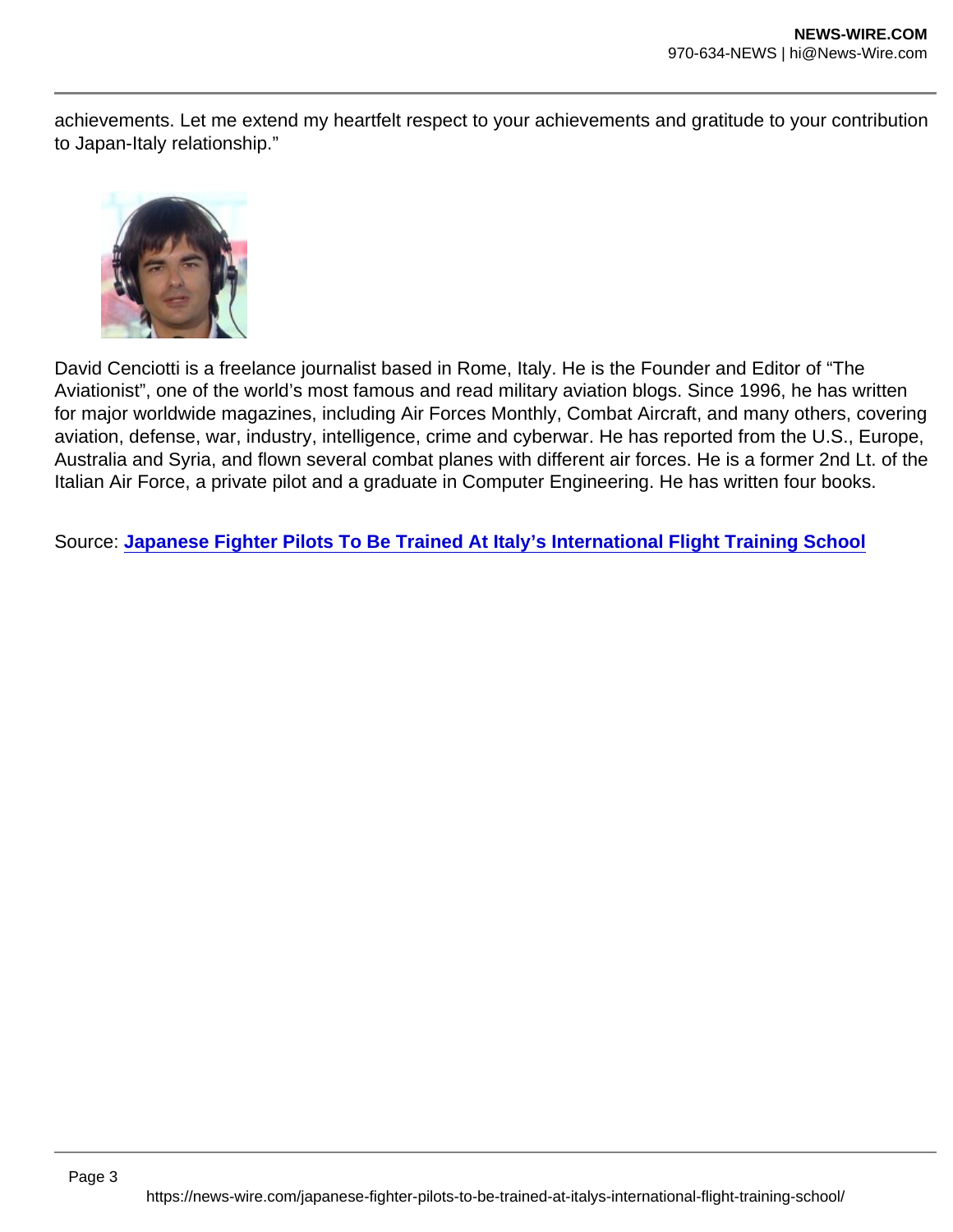achievements. Let me extend my heartfelt respect to your achievements and gratitude to your contribution to Japan-Italy relationship."

David Cenciotti is a freelance journalist based in Rome, Italy. He is the Founder and Editor of "The Aviationist", one of the world's most famous and read military aviation blogs. Since 1996, he has written for major worldwide magazines, including Air Forces Monthly, Combat Aircraft, and many others, covering aviation, defense, war, industry, intelligence, crime and cyberwar. He has reported from the U.S., Europe, Australia and Syria, and flown several combat planes with different air forces. He is a former 2nd Lt. of the Italian Air Force, a private pilot and a graduate in Computer Engineering. He has written four books.

Source: **Japanese Fighter Pilots To Be Trained At Italy's International Flight Training School**